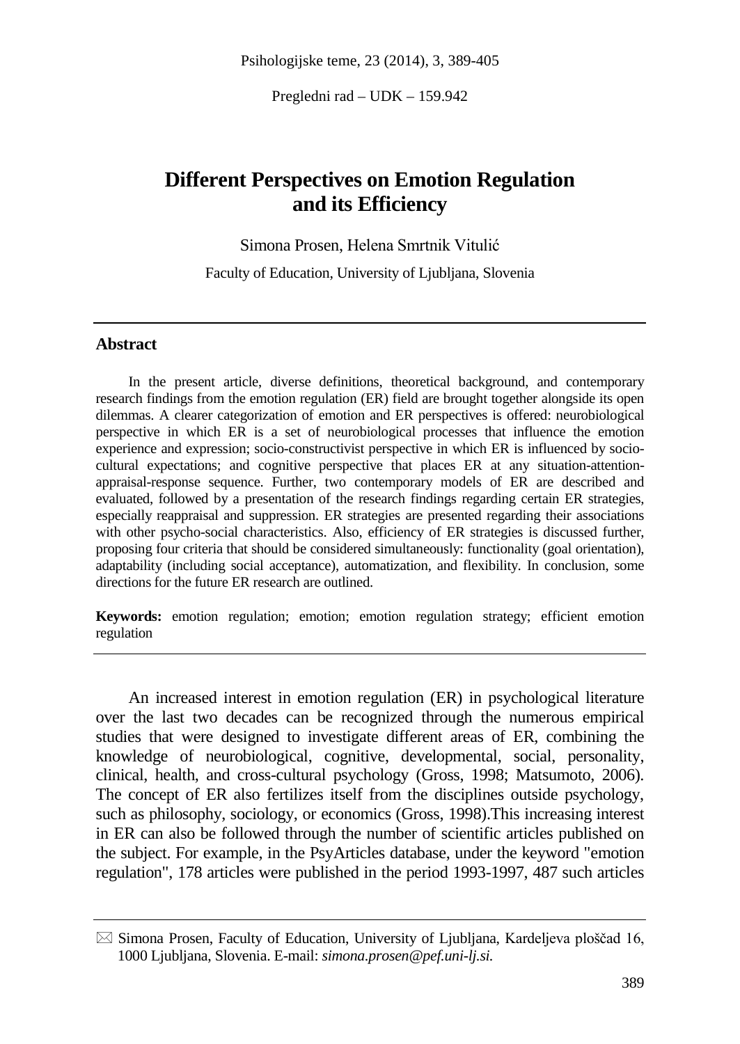Pregledni rad – UDK – 159.942

# Different Perspectives on Emotion Regulation and its Efficiency

Simona Prosen, Helena Smrtnik Vitulić

Faculty of Education, University of Ljubljana, Slovenia

## Abstract

In the present article, diverse definitions, theoretical background, and contemporary research findings from the emotion regulation (ER) field are brought together alongside its open dilemmas. A clearer categorization of emotion and ER perspectives is offered: neurobiological perspective in which ER is a set of neurobiological processes that influence the emotion experience and expression; socio-constructivist perspective in which ER is influenced by socio-cultural expectations; and cognitive perspective that places ER at any situation-attention-appraisal-response sequence. Further, two contemporary models of ER are described and evaluated, followed by a presentation of the research findings regarding certain ER strategies, especially reappraisal and suppression. ER strategies are presented regarding their associations with other psycho-social characteristics. Also, efficiency of ER strategies is discussed further, proposing four criteria that should be considered simultaneously: functionality (goal orientation), adaptability (including social acceptance), automatization, and flexibility. In conclusion, some directions for the future ER research are outlined.

**Keywords:** emotion regulation; emotion; emotion regulation strategy; efficient emotion regulation

---

An increased interest in emotion regulation (ER) in psychological literature over the last two decades can be recognized through the numerous empirical studies that were designed to investigate different areas of ER, combining the knowledge of neurobiological, cognitive, developmental, social, personality, clinical, health, and cross-cultural psychology (Gross, 1998; Matsumoto, 2006). The concept of ER also fertilizes itself from the disciplines outside psychology, such as philosophy, sociology, or economics (Gross, 1998).This increasing interest in ER can also be followed through the number of scientific articles published on the subject. For example, in the PsyArticles database, under the keyword "emotion regulation", 178 articles were published in the period 1993-1997, 487 such articles

---

✉ Simona Prosen, Faculty of Education, University of Ljubljana, Kardeljeva ploščad 16, 1000 Ljubljana, Slovenia. E-mail: *simona.prosen@pef.uni-lj.si.*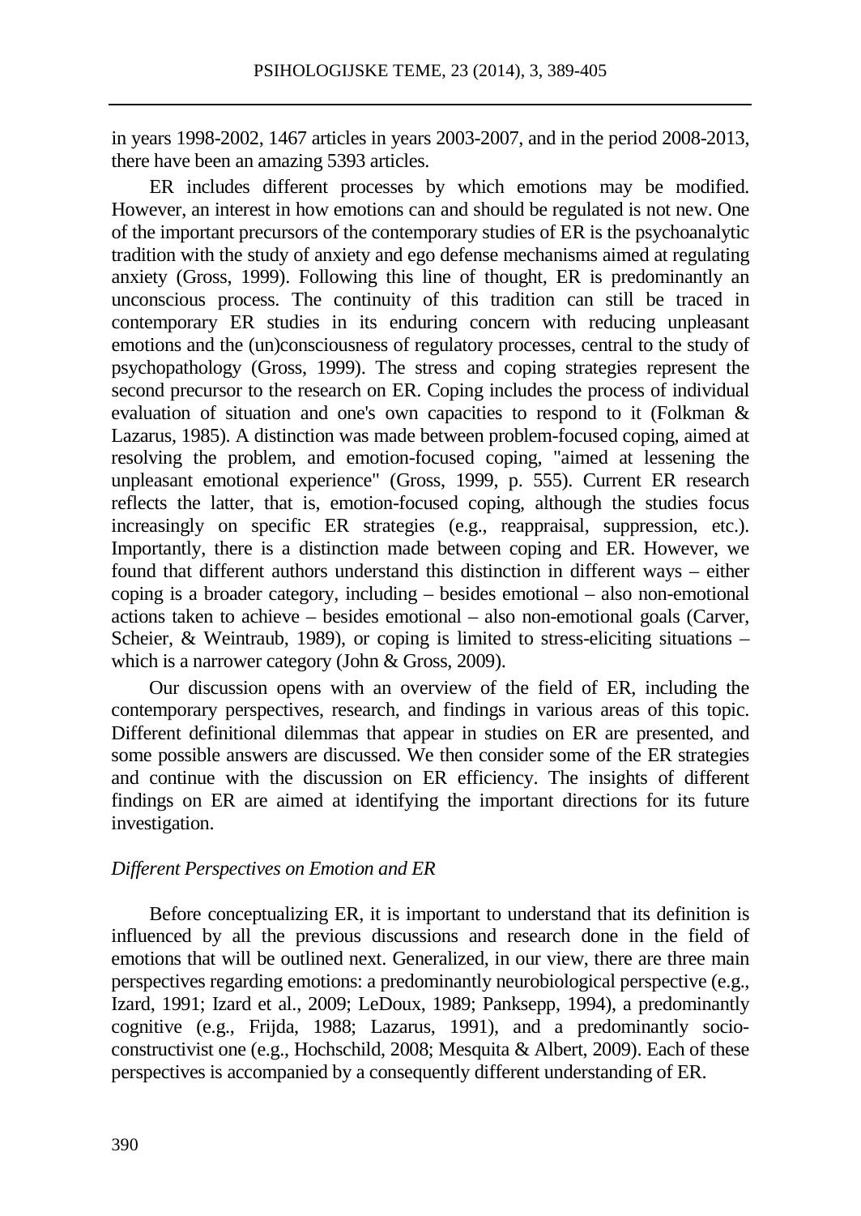in years 1998-2002, 1467 articles in years 2003-2007, and in the period 2008-2013, there have been an amazing 5393 articles.

ER includes different processes by which emotions may be modified. However, an interest in how emotions can and should be regulated is not new. One of the important precursors of the contemporary studies of ER is the psychoanalytic tradition with the study of anxiety and ego defense mechanisms aimed at regulating anxiety (Gross, 1999). Following this line of thought, ER is predominantly an unconscious process. The continuity of this tradition can still be traced in contemporary ER studies in its enduring concern with reducing unpleasant emotions and the (un)consciousness of regulatory processes, central to the study of psychopathology (Gross, 1999). The stress and coping strategies represent the second precursor to the research on ER. Coping includes the process of individual evaluation of situation and one's own capacities to respond to it (Folkman & Lazarus, 1985). A distinction was made between problem-focused coping, aimed at resolving the problem, and emotion-focused coping, "aimed at lessening the unpleasant emotional experience" (Gross, 1999, p. 555). Current ER research reflects the latter, that is, emotion-focused coping, although the studies focus increasingly on specific ER strategies (e.g., reappraisal, suppression, etc.). Importantly, there is a distinction made between coping and ER. However, we found that different authors understand this distinction in different ways – either coping is a broader category, including – besides emotional – also non-emotional actions taken to achieve – besides emotional – also non-emotional goals (Carver, Scheier, & Weintraub, 1989), or coping is limited to stress-eliciting situations – which is a narrower category (John & Gross, 2009).

Our discussion opens with an overview of the field of ER, including the contemporary perspectives, research, and findings in various areas of this topic. Different definitional dilemmas that appear in studies on ER are presented, and some possible answers are discussed. We then consider some of the ER strategies and continue with the discussion on ER efficiency. The insights of different findings on ER are aimed at identifying the important directions for its future investigation.

### *Different Perspectives on Emotion and ER*

Before conceptualizing ER, it is important to understand that its definition is influenced by all the previous discussions and research done in the field of emotions that will be outlined next. Generalized, in our view, there are three main perspectives regarding emotions: a predominantly neurobiological perspective (e.g., Izard, 1991; Izard et al., 2009; LeDoux, 1989; Panksepp, 1994), a predominantly cognitive (e.g., Frijda, 1988; Lazarus, 1991), and a predominantly socio-constructivist one (e.g., Hochschild, 2008; Mesquita & Albert, 2009). Each of these perspectives is accompanied by a consequently different understanding of ER.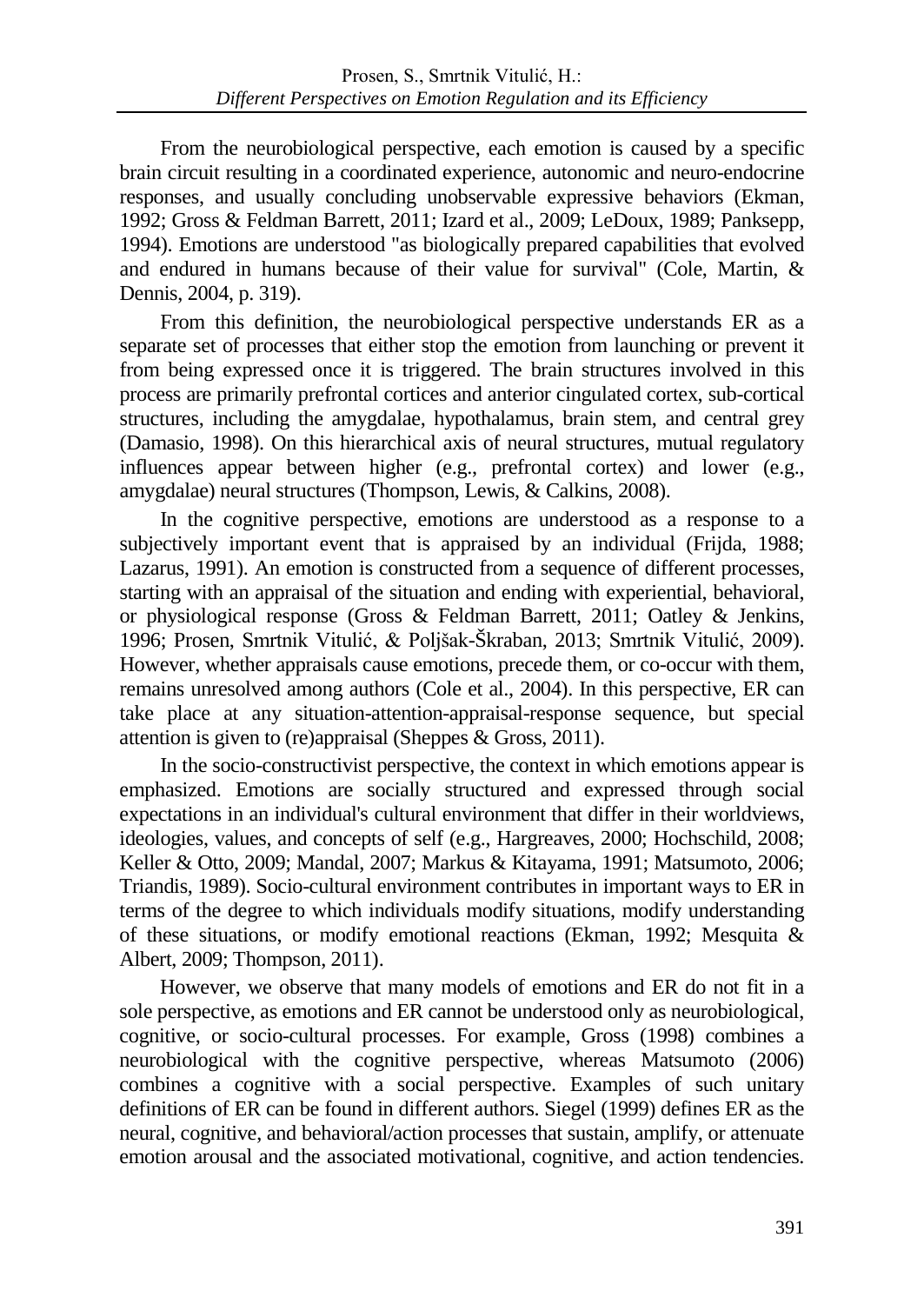From the neurobiological perspective, each emotion is caused by a specific brain circuit resulting in a coordinated experience, autonomic and neuro-endocrine responses, and usually concluding unobservable expressive behaviors (Ekman, 1992; Gross & Feldman Barrett, 2011; Izard et al., 2009; LeDoux, 1989; Panksepp, 1994). Emotions are understood "as biologically prepared capabilities that evolved and endured in humans because of their value for survival" (Cole, Martin, & Dennis, 2004, p. 319).

From this definition, the neurobiological perspective understands ER as a separate set of processes that either stop the emotion from launching or prevent it from being expressed once it is triggered. The brain structures involved in this process are primarily prefrontal cortices and anterior cingulated cortex, sub-cortical structures, including the amygdalae, hypothalamus, brain stem, and central grey (Damasio, 1998). On this hierarchical axis of neural structures, mutual regulatory influences appear between higher (e.g., prefrontal cortex) and lower (e.g., amygdalae) neural structures (Thompson, Lewis, & Calkins, 2008).

In the cognitive perspective, emotions are understood as a response to a subjectively important event that is appraised by an individual (Frijda, 1988; Lazarus, 1991). An emotion is constructed from a sequence of different processes, starting with an appraisal of the situation and ending with experiential, behavioral, or physiological response (Gross & Feldman Barrett, 2011; Oatley & Jenkins, 1996; Prosen, Smrtnik Vitulić, & Poljšak-Škraban, 2013; Smrtnik Vitulić, 2009). However, whether appraisals cause emotions, precede them, or co-occur with them, remains unresolved among authors (Cole et al., 2004). In this perspective, ER can take place at any situation-attention-appraisal-response sequence, but special attention is given to (re)appraisal (Sheppes & Gross, 2011).

In the socio-constructivist perspective, the context in which emotions appear is emphasized. Emotions are socially structured and expressed through social expectations in an individual's cultural environment that differ in their worldviews, ideologies, values, and concepts of self (e.g., Hargreaves, 2000; Hochschild, 2008; Keller & Otto, 2009; Mandal, 2007; Markus & Kitayama, 1991; Matsumoto, 2006; Triandis, 1989). Socio-cultural environment contributes in important ways to ER in terms of the degree to which individuals modify situations, modify understanding of these situations, or modify emotional reactions (Ekman, 1992; Mesquita & Albert, 2009; Thompson, 2011).

However, we observe that many models of emotions and ER do not fit in a sole perspective, as emotions and ER cannot be understood only as neurobiological, cognitive, or socio-cultural processes. For example, Gross (1998) combines a neurobiological with the cognitive perspective, whereas Matsumoto (2006) combines a cognitive with a social perspective. Examples of such unitary definitions of ER can be found in different authors. Siegel (1999) defines ER as the neural, cognitive, and behavioral/action processes that sustain, amplify, or attenuate emotion arousal and the associated motivational, cognitive, and action tendencies.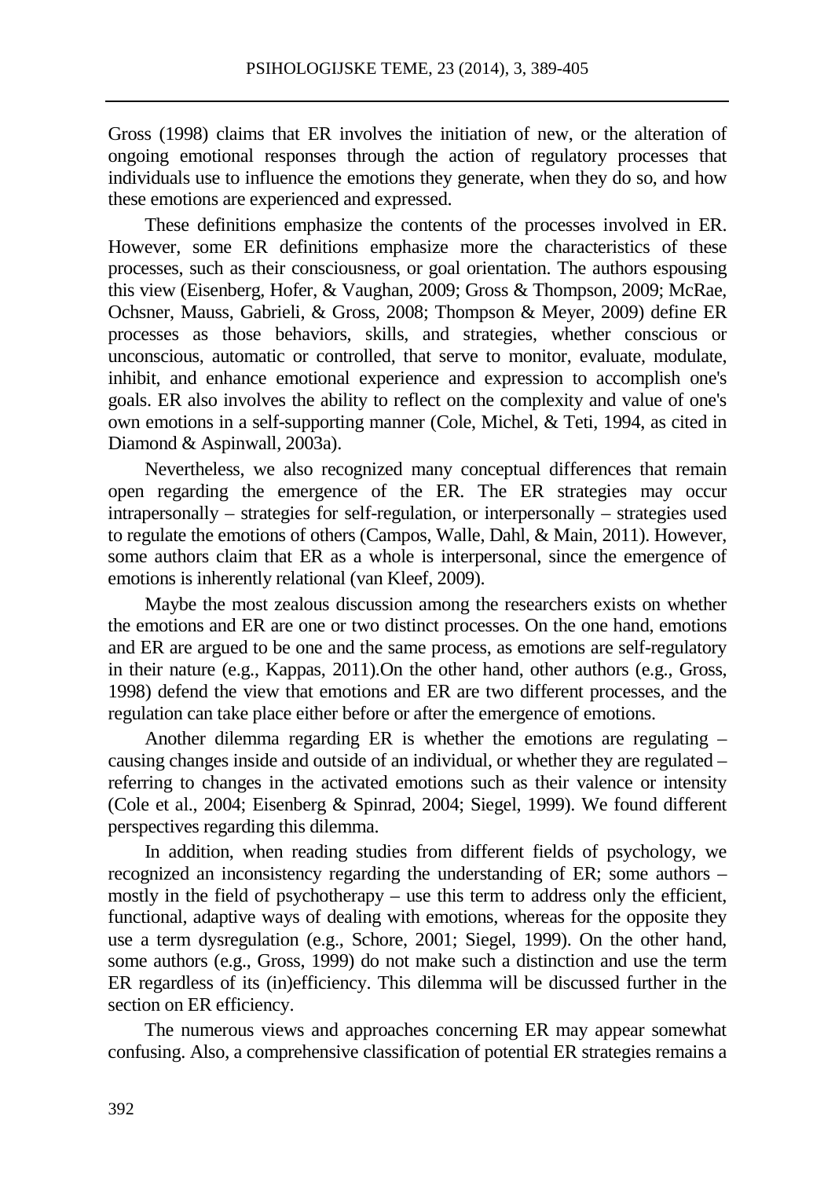Gross (1998) claims that ER involves the initiation of new, or the alteration of ongoing emotional responses through the action of regulatory processes that individuals use to influence the emotions they generate, when they do so, and how these emotions are experienced and expressed.

These definitions emphasize the contents of the processes involved in ER. However, some ER definitions emphasize more the characteristics of these processes, such as their consciousness, or goal orientation. The authors espousing this view (Eisenberg, Hofer, & Vaughan, 2009; Gross & Thompson, 2009; McRae, Ochsner, Mauss, Gabrieli, & Gross, 2008; Thompson & Meyer, 2009) define ER processes as those behaviors, skills, and strategies, whether conscious or unconscious, automatic or controlled, that serve to monitor, evaluate, modulate, inhibit, and enhance emotional experience and expression to accomplish one's goals. ER also involves the ability to reflect on the complexity and value of one's own emotions in a self-supporting manner (Cole, Michel, & Teti, 1994, as cited in Diamond & Aspinwall, 2003a).

Nevertheless, we also recognized many conceptual differences that remain open regarding the emergence of the ER. The ER strategies may occur intrapersonally – strategies for self-regulation, or interpersonally – strategies used to regulate the emotions of others (Campos, Walle, Dahl, & Main, 2011). However, some authors claim that ER as a whole is interpersonal, since the emergence of emotions is inherently relational (van Kleef, 2009).

Maybe the most zealous discussion among the researchers exists on whether the emotions and ER are one or two distinct processes. On the one hand, emotions and ER are argued to be one and the same process, as emotions are self-regulatory in their nature (e.g., Kappas, 2011).On the other hand, other authors (e.g., Gross, 1998) defend the view that emotions and ER are two different processes, and the regulation can take place either before or after the emergence of emotions.

Another dilemma regarding ER is whether the emotions are regulating – causing changes inside and outside of an individual, or whether they are regulated – referring to changes in the activated emotions such as their valence or intensity (Cole et al., 2004; Eisenberg & Spinrad, 2004; Siegel, 1999). We found different perspectives regarding this dilemma.

In addition, when reading studies from different fields of psychology, we recognized an inconsistency regarding the understanding of ER; some authors – mostly in the field of psychotherapy – use this term to address only the efficient, functional, adaptive ways of dealing with emotions, whereas for the opposite they use a term dysregulation (e.g., Schore, 2001; Siegel, 1999). On the other hand, some authors (e.g., Gross, 1999) do not make such a distinction and use the term ER regardless of its (in)efficiency. This dilemma will be discussed further in the section on ER efficiency.

The numerous views and approaches concerning ER may appear somewhat confusing. Also, a comprehensive classification of potential ER strategies remains a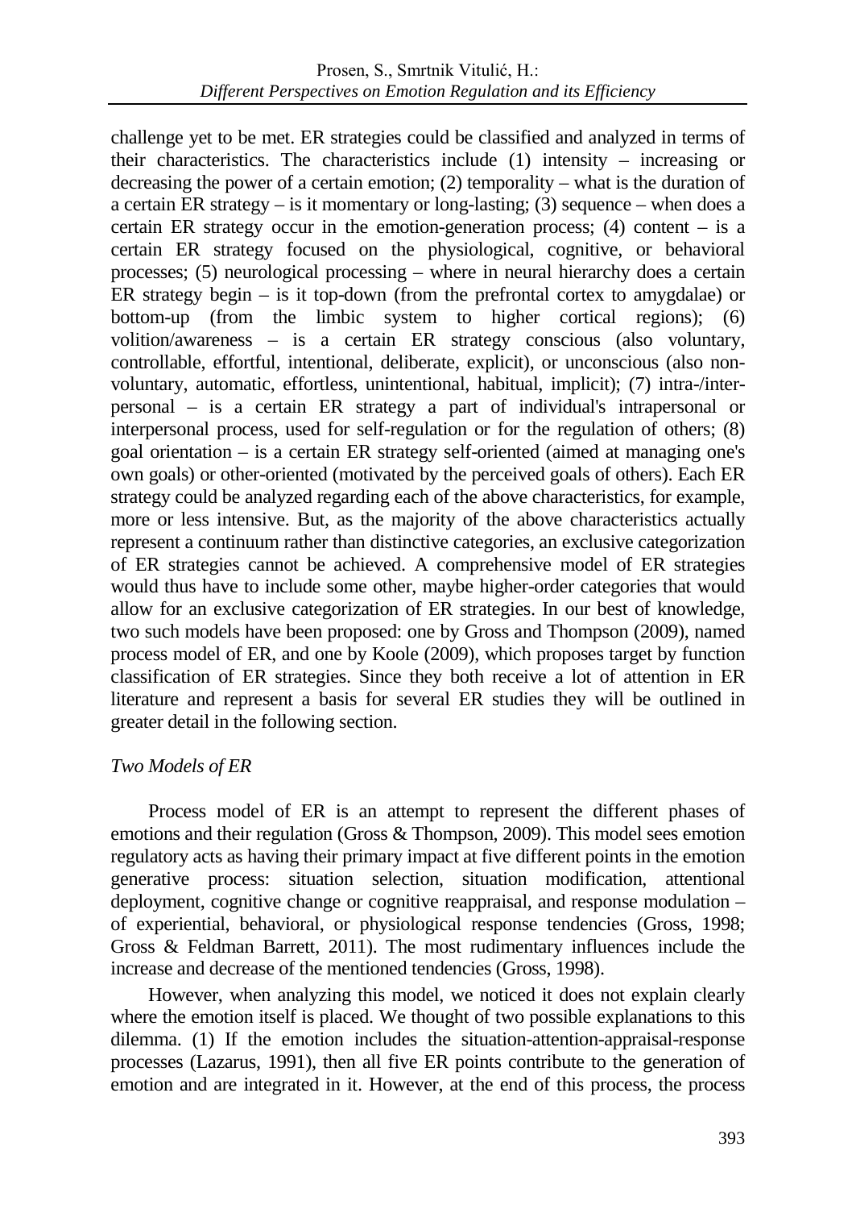challenge yet to be met. ER strategies could be classified and analyzed in terms of their characteristics. The characteristics include (1) intensity – increasing or decreasing the power of a certain emotion; (2) temporality – what is the duration of a certain ER strategy – is it momentary or long-lasting; (3) sequence – when does a certain ER strategy occur in the emotion-generation process; (4) content – is a certain ER strategy focused on the physiological, cognitive, or behavioral processes; (5) neurological processing – where in neural hierarchy does a certain ER strategy begin – is it top-down (from the prefrontal cortex to amygdalae) or bottom-up (from the limbic system to higher cortical regions); (6) volition/awareness – is a certain ER strategy conscious (also voluntary, controllable, effortful, intentional, deliberate, explicit), or unconscious (also non-voluntary, automatic, effortless, unintentional, habitual, implicit); (7) intra-/inter-personal – is a certain ER strategy a part of individual's intrapersonal or interpersonal process, used for self-regulation or for the regulation of others; (8) goal orientation – is a certain ER strategy self-oriented (aimed at managing one's own goals) or other-oriented (motivated by the perceived goals of others). Each ER strategy could be analyzed regarding each of the above characteristics, for example, more or less intensive. But, as the majority of the above characteristics actually represent a continuum rather than distinctive categories, an exclusive categorization of ER strategies cannot be achieved. A comprehensive model of ER strategies would thus have to include some other, maybe higher-order categories that would allow for an exclusive categorization of ER strategies. In our best of knowledge, two such models have been proposed: one by Gross and Thompson (2009), named process model of ER, and one by Koole (2009), which proposes target by function classification of ER strategies. Since they both receive a lot of attention in ER literature and represent a basis for several ER studies they will be outlined in greater detail in the following section.

### *Two Models of ER*

Process model of ER is an attempt to represent the different phases of emotions and their regulation (Gross & Thompson, 2009). This model sees emotion regulatory acts as having their primary impact at five different points in the emotion generative process: situation selection, situation modification, attentional deployment, cognitive change or cognitive reappraisal, and response modulation – of experiential, behavioral, or physiological response tendencies (Gross, 1998; Gross & Feldman Barrett, 2011). The most rudimentary influences include the increase and decrease of the mentioned tendencies (Gross, 1998).

However, when analyzing this model, we noticed it does not explain clearly where the emotion itself is placed. We thought of two possible explanations to this dilemma. (1) If the emotion includes the situation-attention-appraisal-response processes (Lazarus, 1991), then all five ER points contribute to the generation of emotion and are integrated in it. However, at the end of this process, the process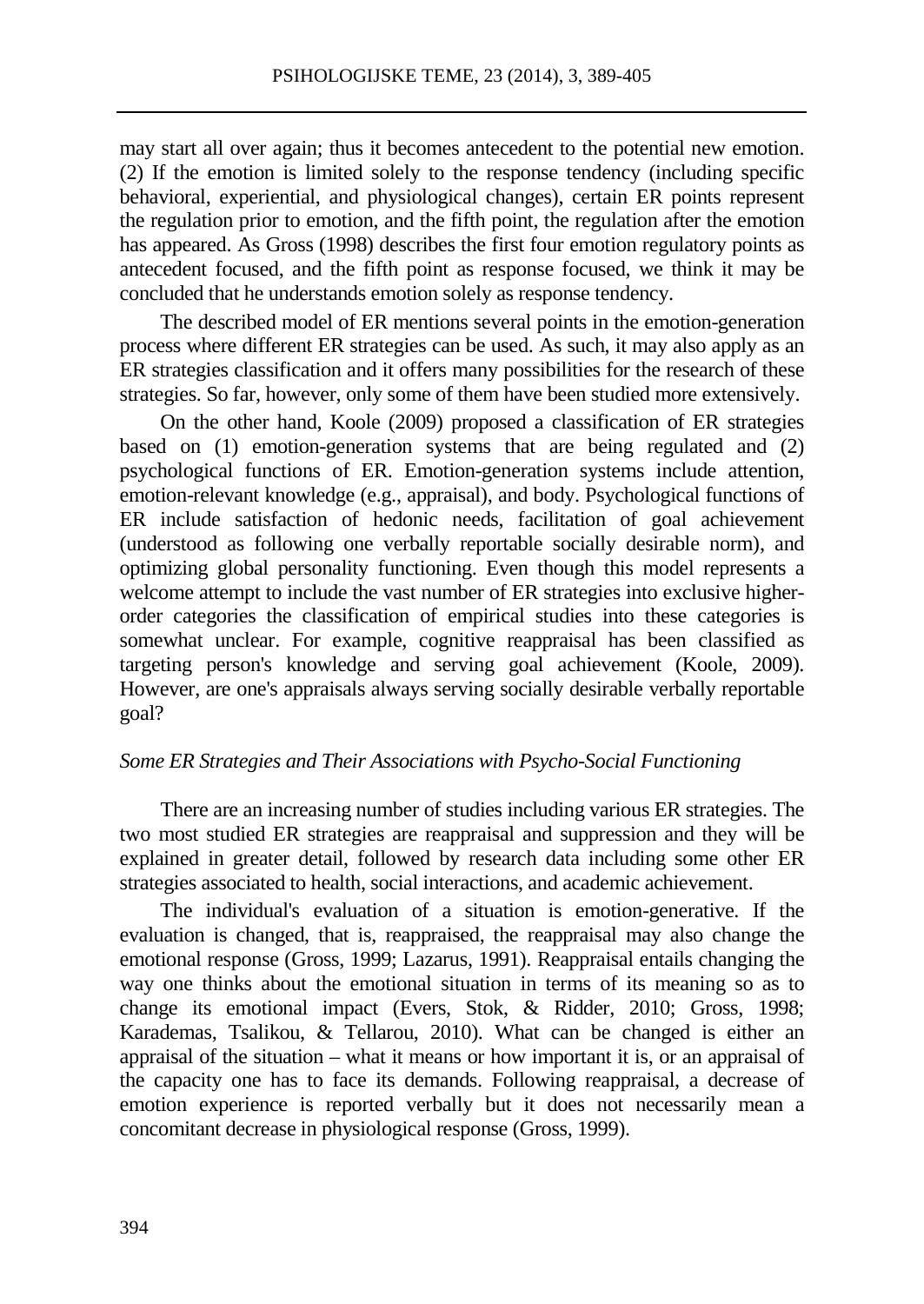may start all over again; thus it becomes antecedent to the potential new emotion. (2) If the emotion is limited solely to the response tendency (including specific behavioral, experiential, and physiological changes), certain ER points represent the regulation prior to emotion, and the fifth point, the regulation after the emotion has appeared. As Gross (1998) describes the first four emotion regulatory points as antecedent focused, and the fifth point as response focused, we think it may be concluded that he understands emotion solely as response tendency.

The described model of ER mentions several points in the emotion-generation process where different ER strategies can be used. As such, it may also apply as an ER strategies classification and it offers many possibilities for the research of these strategies. So far, however, only some of them have been studied more extensively.

On the other hand, Koole (2009) proposed a classification of ER strategies based on (1) emotion-generation systems that are being regulated and (2) psychological functions of ER. Emotion-generation systems include attention, emotion-relevant knowledge (e.g., appraisal), and body. Psychological functions of ER include satisfaction of hedonic needs, facilitation of goal achievement (understood as following one verbally reportable socially desirable norm), and optimizing global personality functioning. Even though this model represents a welcome attempt to include the vast number of ER strategies into exclusive higher-order categories the classification of empirical studies into these categories is somewhat unclear. For example, cognitive reappraisal has been classified as targeting person's knowledge and serving goal achievement (Koole, 2009). However, are one's appraisals always serving socially desirable verbally reportable goal?

### *Some ER Strategies and Their Associations with Psycho-Social Functioning*

There are an increasing number of studies including various ER strategies. The two most studied ER strategies are reappraisal and suppression and they will be explained in greater detail, followed by research data including some other ER strategies associated to health, social interactions, and academic achievement.

The individual's evaluation of a situation is emotion-generative. If the evaluation is changed, that is, reappraised, the reappraisal may also change the emotional response (Gross, 1999; Lazarus, 1991). Reappraisal entails changing the way one thinks about the emotional situation in terms of its meaning so as to change its emotional impact (Evers, Stok, & Ridder, 2010; Gross, 1998; Karademas, Tsalikou, & Tellarou, 2010). What can be changed is either an appraisal of the situation – what it means or how important it is, or an appraisal of the capacity one has to face its demands. Following reappraisal, a decrease of emotion experience is reported verbally but it does not necessarily mean a concomitant decrease in physiological response (Gross, 1999).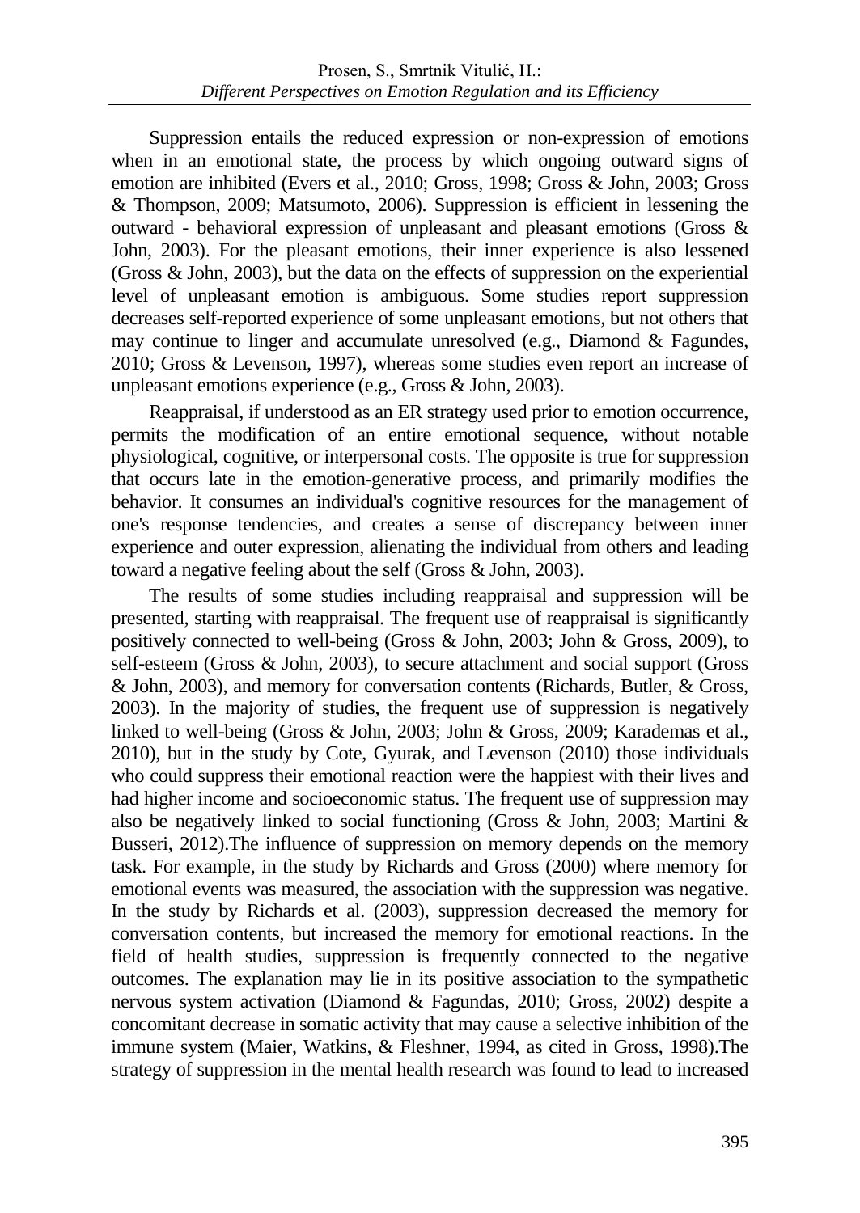Suppression entails the reduced expression or non-expression of emotions when in an emotional state, the process by which ongoing outward signs of emotion are inhibited (Evers et al., 2010; Gross, 1998; Gross & John, 2003; Gross & Thompson, 2009; Matsumoto, 2006). Suppression is efficient in lessening the outward - behavioral expression of unpleasant and pleasant emotions (Gross & John, 2003). For the pleasant emotions, their inner experience is also lessened (Gross & John, 2003), but the data on the effects of suppression on the experiential level of unpleasant emotion is ambiguous. Some studies report suppression decreases self-reported experience of some unpleasant emotions, but not others that may continue to linger and accumulate unresolved (e.g., Diamond & Fagundes, 2010; Gross & Levenson, 1997), whereas some studies even report an increase of unpleasant emotions experience (e.g., Gross & John, 2003).

Reappraisal, if understood as an ER strategy used prior to emotion occurrence, permits the modification of an entire emotional sequence, without notable physiological, cognitive, or interpersonal costs. The opposite is true for suppression that occurs late in the emotion-generative process, and primarily modifies the behavior. It consumes an individual's cognitive resources for the management of one's response tendencies, and creates a sense of discrepancy between inner experience and outer expression, alienating the individual from others and leading toward a negative feeling about the self (Gross & John, 2003).

The results of some studies including reappraisal and suppression will be presented, starting with reappraisal. The frequent use of reappraisal is significantly positively connected to well-being (Gross & John, 2003; John & Gross, 2009), to self-esteem (Gross & John, 2003), to secure attachment and social support (Gross & John, 2003), and memory for conversation contents (Richards, Butler, & Gross, 2003). In the majority of studies, the frequent use of suppression is negatively linked to well-being (Gross & John, 2003; John & Gross, 2009; Karademas et al., 2010), but in the study by Cote, Gyurak, and Levenson (2010) those individuals who could suppress their emotional reaction were the happiest with their lives and had higher income and socioeconomic status. The frequent use of suppression may also be negatively linked to social functioning (Gross & John, 2003; Martini & Busseri, 2012).The influence of suppression on memory depends on the memory task. For example, in the study by Richards and Gross (2000) where memory for emotional events was measured, the association with the suppression was negative. In the study by Richards et al. (2003), suppression decreased the memory for conversation contents, but increased the memory for emotional reactions. In the field of health studies, suppression is frequently connected to the negative outcomes. The explanation may lie in its positive association to the sympathetic nervous system activation (Diamond & Fagundas, 2010; Gross, 2002) despite a concomitant decrease in somatic activity that may cause a selective inhibition of the immune system (Maier, Watkins, & Fleshner, 1994, as cited in Gross, 1998).The strategy of suppression in the mental health research was found to lead to increased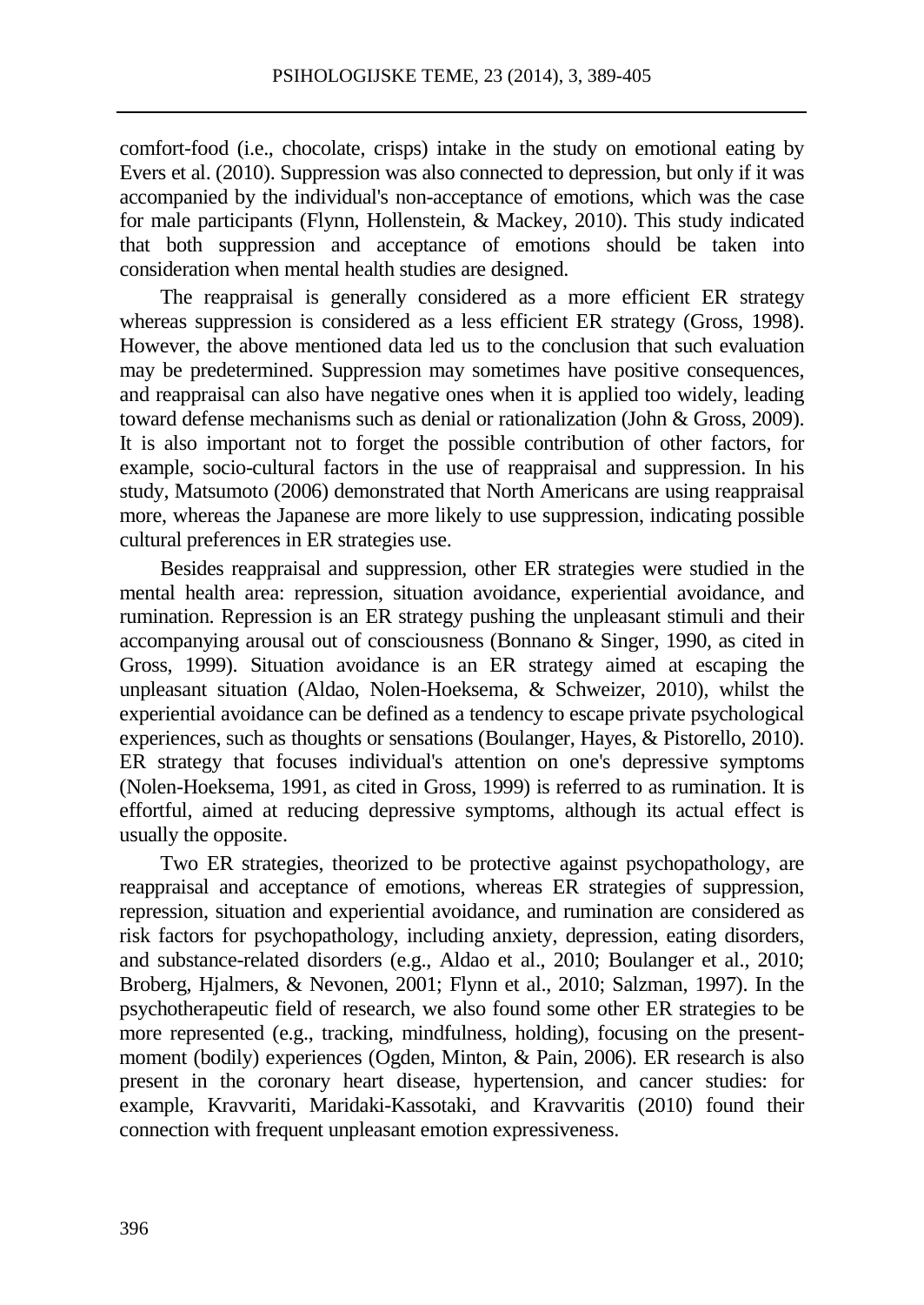comfort-food (i.e., chocolate, crisps) intake in the study on emotional eating by Evers et al. (2010). Suppression was also connected to depression, but only if it was accompanied by the individual's non-acceptance of emotions, which was the case for male participants (Flynn, Hollenstein, & Mackey, 2010). This study indicated that both suppression and acceptance of emotions should be taken into consideration when mental health studies are designed.

The reappraisal is generally considered as a more efficient ER strategy whereas suppression is considered as a less efficient ER strategy (Gross, 1998). However, the above mentioned data led us to the conclusion that such evaluation may be predetermined. Suppression may sometimes have positive consequences, and reappraisal can also have negative ones when it is applied too widely, leading toward defense mechanisms such as denial or rationalization (John & Gross, 2009). It is also important not to forget the possible contribution of other factors, for example, socio-cultural factors in the use of reappraisal and suppression. In his study, Matsumoto (2006) demonstrated that North Americans are using reappraisal more, whereas the Japanese are more likely to use suppression, indicating possible cultural preferences in ER strategies use.

Besides reappraisal and suppression, other ER strategies were studied in the mental health area: repression, situation avoidance, experiential avoidance, and rumination. Repression is an ER strategy pushing the unpleasant stimuli and their accompanying arousal out of consciousness (Bonnano & Singer, 1990, as cited in Gross, 1999). Situation avoidance is an ER strategy aimed at escaping the unpleasant situation (Aldao, Nolen-Hoeksema, & Schweizer, 2010), whilst the experiential avoidance can be defined as a tendency to escape private psychological experiences, such as thoughts or sensations (Boulanger, Hayes, & Pistorello, 2010). ER strategy that focuses individual's attention on one's depressive symptoms (Nolen-Hoeksema, 1991, as cited in Gross, 1999) is referred to as rumination. It is effortful, aimed at reducing depressive symptoms, although its actual effect is usually the opposite.

Two ER strategies, theorized to be protective against psychopathology, are reappraisal and acceptance of emotions, whereas ER strategies of suppression, repression, situation and experiential avoidance, and rumination are considered as risk factors for psychopathology, including anxiety, depression, eating disorders, and substance-related disorders (e.g., Aldao et al., 2010; Boulanger et al., 2010; Broberg, Hjalmers, & Nevonen, 2001; Flynn et al., 2010; Salzman, 1997). In the psychotherapeutic field of research, we also found some other ER strategies to be more represented (e.g., tracking, mindfulness, holding), focusing on the present-moment (bodily) experiences (Ogden, Minton, & Pain, 2006). ER research is also present in the coronary heart disease, hypertension, and cancer studies: for example, Kravvariti, Maridaki-Kassotaki, and Kravvaritis (2010) found their connection with frequent unpleasant emotion expressiveness.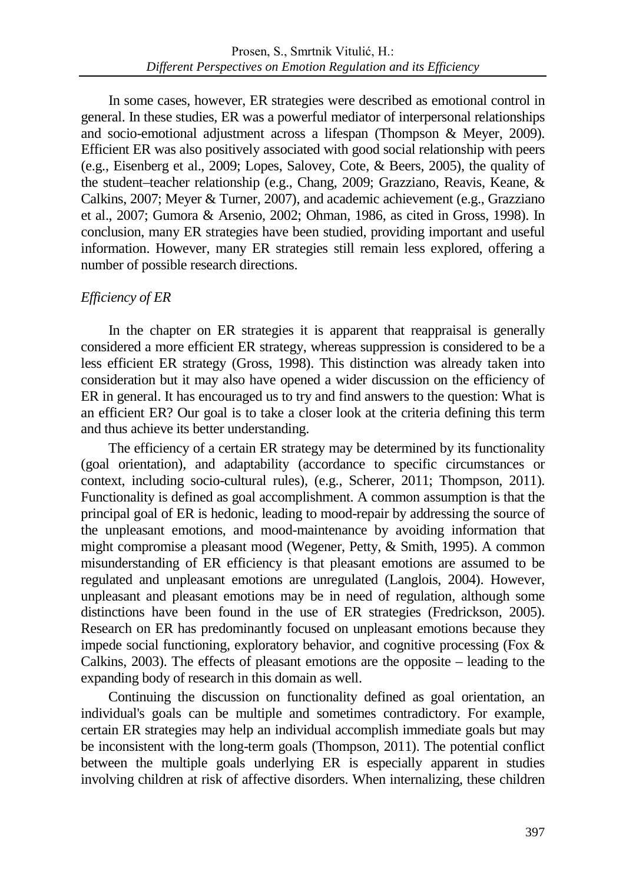In some cases, however, ER strategies were described as emotional control in general. In these studies, ER was a powerful mediator of interpersonal relationships and socio-emotional adjustment across a lifespan (Thompson & Meyer, 2009). Efficient ER was also positively associated with good social relationship with peers (e.g., Eisenberg et al., 2009; Lopes, Salovey, Cote, & Beers, 2005), the quality of the student–teacher relationship (e.g., Chang, 2009; Grazziano, Reavis, Keane, & Calkins, 2007; Meyer & Turner, 2007), and academic achievement (e.g., Grazziano et al., 2007; Gumora & Arsenio, 2002; Ohman, 1986, as cited in Gross, 1998). In conclusion, many ER strategies have been studied, providing important and useful information. However, many ER strategies still remain less explored, offering a number of possible research directions.

### *Efficiency of ER*

In the chapter on ER strategies it is apparent that reappraisal is generally considered a more efficient ER strategy, whereas suppression is considered to be a less efficient ER strategy (Gross, 1998). This distinction was already taken into consideration but it may also have opened a wider discussion on the efficiency of ER in general. It has encouraged us to try and find answers to the question: What is an efficient ER? Our goal is to take a closer look at the criteria defining this term and thus achieve its better understanding.

The efficiency of a certain ER strategy may be determined by its functionality (goal orientation), and adaptability (accordance to specific circumstances or context, including socio-cultural rules), (e.g., Scherer, 2011; Thompson, 2011). Functionality is defined as goal accomplishment. A common assumption is that the principal goal of ER is hedonic, leading to mood-repair by addressing the source of the unpleasant emotions, and mood-maintenance by avoiding information that might compromise a pleasant mood (Wegener, Petty, & Smith, 1995). A common misunderstanding of ER efficiency is that pleasant emotions are assumed to be regulated and unpleasant emotions are unregulated (Langlois, 2004). However, unpleasant and pleasant emotions may be in need of regulation, although some distinctions have been found in the use of ER strategies (Fredrickson, 2005). Research on ER has predominantly focused on unpleasant emotions because they impede social functioning, exploratory behavior, and cognitive processing (Fox & Calkins, 2003). The effects of pleasant emotions are the opposite – leading to the expanding body of research in this domain as well.

Continuing the discussion on functionality defined as goal orientation, an individual's goals can be multiple and sometimes contradictory. For example, certain ER strategies may help an individual accomplish immediate goals but may be inconsistent with the long-term goals (Thompson, 2011). The potential conflict between the multiple goals underlying ER is especially apparent in studies involving children at risk of affective disorders. When internalizing, these children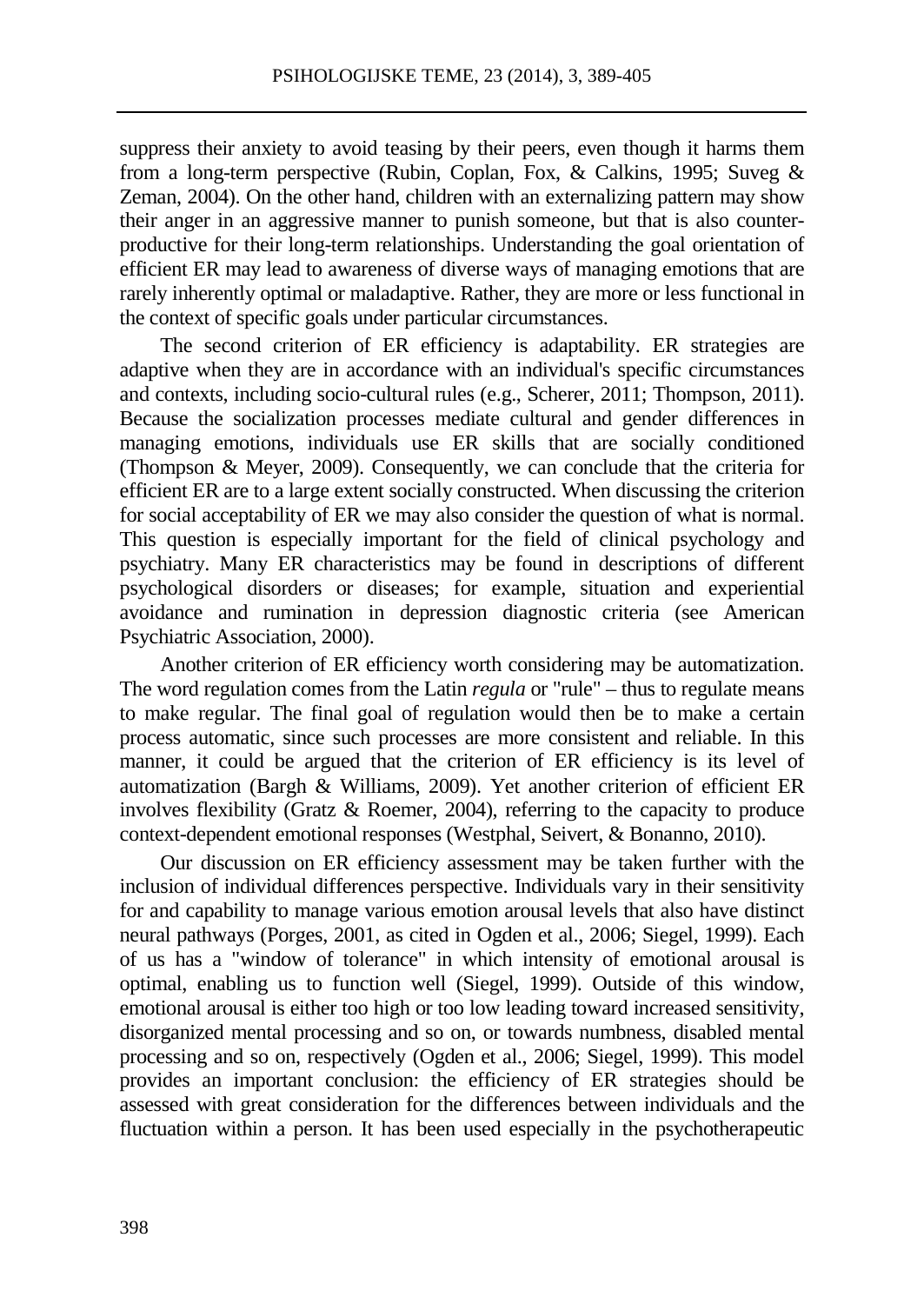suppress their anxiety to avoid teasing by their peers, even though it harms them from a long-term perspective (Rubin, Coplan, Fox, & Calkins, 1995; Suveg & Zeman, 2004). On the other hand, children with an externalizing pattern may show their anger in an aggressive manner to punish someone, but that is also counter-productive for their long-term relationships. Understanding the goal orientation of efficient ER may lead to awareness of diverse ways of managing emotions that are rarely inherently optimal or maladaptive. Rather, they are more or less functional in the context of specific goals under particular circumstances.

The second criterion of ER efficiency is adaptability. ER strategies are adaptive when they are in accordance with an individual's specific circumstances and contexts, including socio-cultural rules (e.g., Scherer, 2011; Thompson, 2011). Because the socialization processes mediate cultural and gender differences in managing emotions, individuals use ER skills that are socially conditioned (Thompson & Meyer, 2009). Consequently, we can conclude that the criteria for efficient ER are to a large extent socially constructed. When discussing the criterion for social acceptability of ER we may also consider the question of what is normal. This question is especially important for the field of clinical psychology and psychiatry. Many ER characteristics may be found in descriptions of different psychological disorders or diseases; for example, situation and experiential avoidance and rumination in depression diagnostic criteria (see American Psychiatric Association, 2000).

Another criterion of ER efficiency worth considering may be automatization. The word regulation comes from the Latin *regula* or "rule" – thus to regulate means to make regular. The final goal of regulation would then be to make a certain process automatic, since such processes are more consistent and reliable. In this manner, it could be argued that the criterion of ER efficiency is its level of automatization (Bargh & Williams, 2009). Yet another criterion of efficient ER involves flexibility (Gratz & Roemer, 2004), referring to the capacity to produce context-dependent emotional responses (Westphal, Seivert, & Bonanno, 2010).

Our discussion on ER efficiency assessment may be taken further with the inclusion of individual differences perspective. Individuals vary in their sensitivity for and capability to manage various emotion arousal levels that also have distinct neural pathways (Porges, 2001, as cited in Ogden et al., 2006; Siegel, 1999). Each of us has a "window of tolerance" in which intensity of emotional arousal is optimal, enabling us to function well (Siegel, 1999). Outside of this window, emotional arousal is either too high or too low leading toward increased sensitivity, disorganized mental processing and so on, or towards numbness, disabled mental processing and so on, respectively (Ogden et al., 2006; Siegel, 1999). This model provides an important conclusion: the efficiency of ER strategies should be assessed with great consideration for the differences between individuals and the fluctuation within a person. It has been used especially in the psychotherapeutic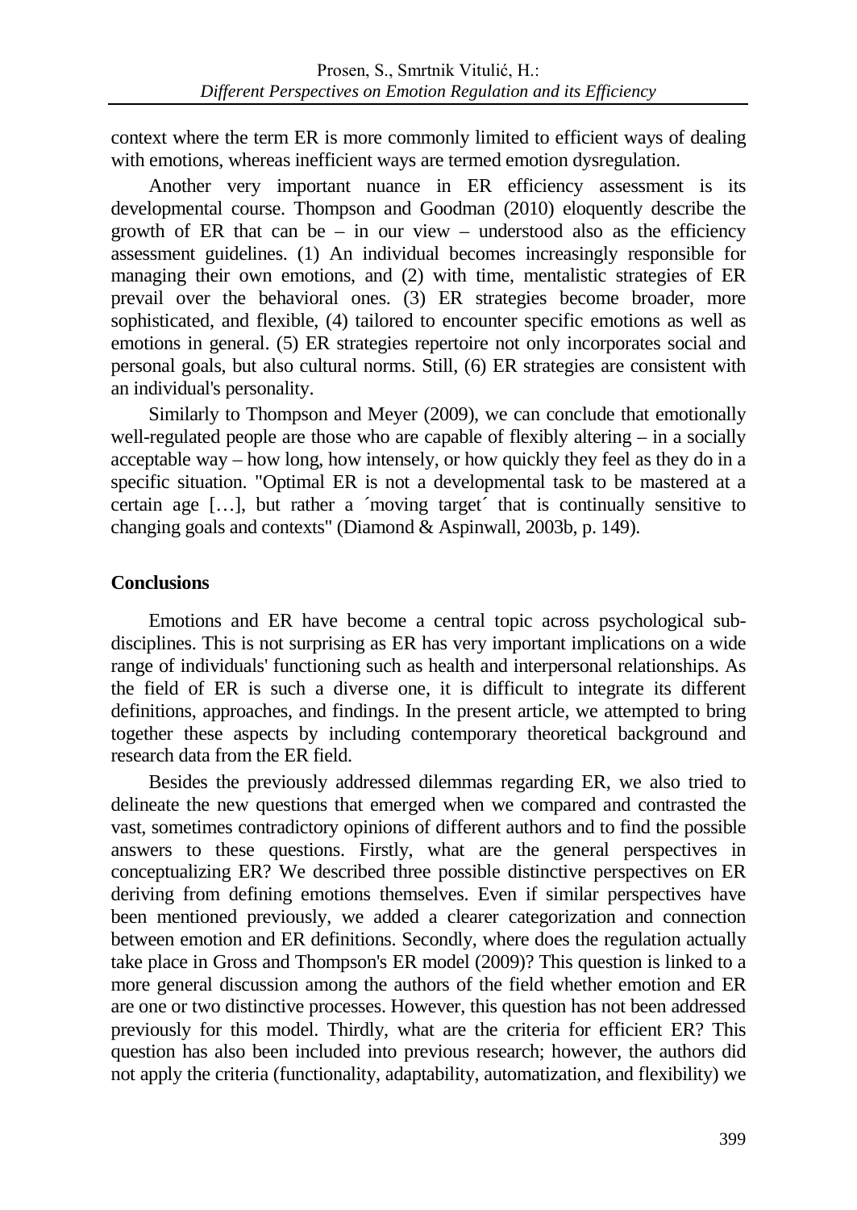context where the term ER is more commonly limited to efficient ways of dealing with emotions, whereas inefficient ways are termed emotion dysregulation.

Another very important nuance in ER efficiency assessment is its developmental course. Thompson and Goodman (2010) eloquently describe the growth of ER that can be – in our view – understood also as the efficiency assessment guidelines. (1) An individual becomes increasingly responsible for managing their own emotions, and (2) with time, mentalistic strategies of ER prevail over the behavioral ones. (3) ER strategies become broader, more sophisticated, and flexible, (4) tailored to encounter specific emotions as well as emotions in general. (5) ER strategies repertoire not only incorporates social and personal goals, but also cultural norms. Still, (6) ER strategies are consistent with an individual's personality.

Similarly to Thompson and Meyer (2009), we can conclude that emotionally well-regulated people are those who are capable of flexibly altering – in a socially acceptable way – how long, how intensely, or how quickly they feel as they do in a specific situation. "Optimal ER is not a developmental task to be mastered at a certain age […], but rather a ´moving target´ that is continually sensitive to changing goals and contexts" (Diamond & Aspinwall, 2003b, p. 149).

## Conclusions

Emotions and ER have become a central topic across psychological sub-disciplines. This is not surprising as ER has very important implications on a wide range of individuals' functioning such as health and interpersonal relationships. As the field of ER is such a diverse one, it is difficult to integrate its different definitions, approaches, and findings. In the present article, we attempted to bring together these aspects by including contemporary theoretical background and research data from the ER field.

Besides the previously addressed dilemmas regarding ER, we also tried to delineate the new questions that emerged when we compared and contrasted the vast, sometimes contradictory opinions of different authors and to find the possible answers to these questions. Firstly, what are the general perspectives in conceptualizing ER? We described three possible distinctive perspectives on ER deriving from defining emotions themselves. Even if similar perspectives have been mentioned previously, we added a clearer categorization and connection between emotion and ER definitions. Secondly, where does the regulation actually take place in Gross and Thompson's ER model (2009)? This question is linked to a more general discussion among the authors of the field whether emotion and ER are one or two distinctive processes. However, this question has not been addressed previously for this model. Thirdly, what are the criteria for efficient ER? This question has also been included into previous research; however, the authors did not apply the criteria (functionality, adaptability, automatization, and flexibility) we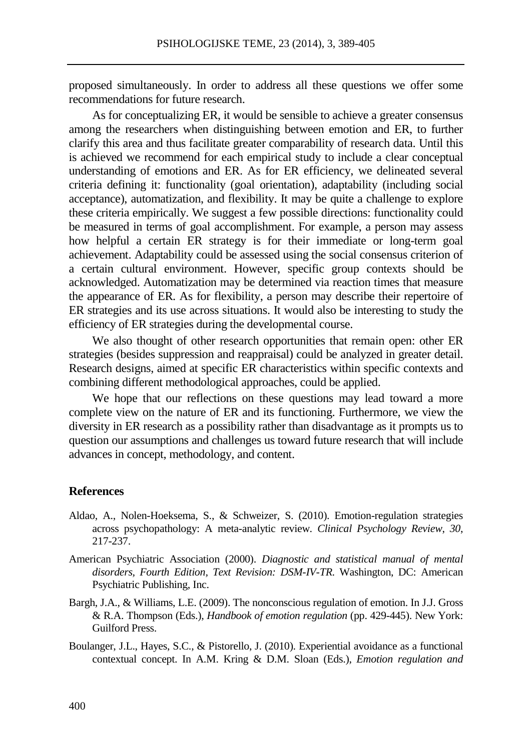proposed simultaneously. In order to address all these questions we offer some recommendations for future research.

As for conceptualizing ER, it would be sensible to achieve a greater consensus among the researchers when distinguishing between emotion and ER, to further clarify this area and thus facilitate greater comparability of research data. Until this is achieved we recommend for each empirical study to include a clear conceptual understanding of emotions and ER. As for ER efficiency, we delineated several criteria defining it: functionality (goal orientation), adaptability (including social acceptance), automatization, and flexibility. It may be quite a challenge to explore these criteria empirically. We suggest a few possible directions: functionality could be measured in terms of goal accomplishment. For example, a person may assess how helpful a certain ER strategy is for their immediate or long-term goal achievement. Adaptability could be assessed using the social consensus criterion of a certain cultural environment. However, specific group contexts should be acknowledged. Automatization may be determined via reaction times that measure the appearance of ER. As for flexibility, a person may describe their repertoire of ER strategies and its use across situations. It would also be interesting to study the efficiency of ER strategies during the developmental course.

We also thought of other research opportunities that remain open: other ER strategies (besides suppression and reappraisal) could be analyzed in greater detail. Research designs, aimed at specific ER characteristics within specific contexts and combining different methodological approaches, could be applied.

We hope that our reflections on these questions may lead toward a more complete view on the nature of ER and its functioning. Furthermore, we view the diversity in ER research as a possibility rather than disadvantage as it prompts us to question our assumptions and challenges us toward future research that will include advances in concept, methodology, and content.

## References

Aldao, A., Nolen-Hoeksema, S., & Schweizer, S. (2010). Emotion-regulation strategies across psychopathology: A meta-analytic review. *Clinical Psychology Review*, *30*, 217-237.

American Psychiatric Association (2000). *Diagnostic and statistical manual of mental disorders, Fourth Edition, Text Revision: DSM-IV-TR.* Washington, DC: American Psychiatric Publishing, Inc.

Bargh, J.A., & Williams, L.E. (2009). The nonconscious regulation of emotion. In J.J. Gross & R.A. Thompson (Eds.), *Handbook of emotion regulation* (pp. 429-445). New York: Guilford Press.

Boulanger, J.L., Hayes, S.C., & Pistorello, J. (2010). Experiential avoidance as a functional contextual concept. In A.M. Kring & D.M. Sloan (Eds.), *Emotion regulation and*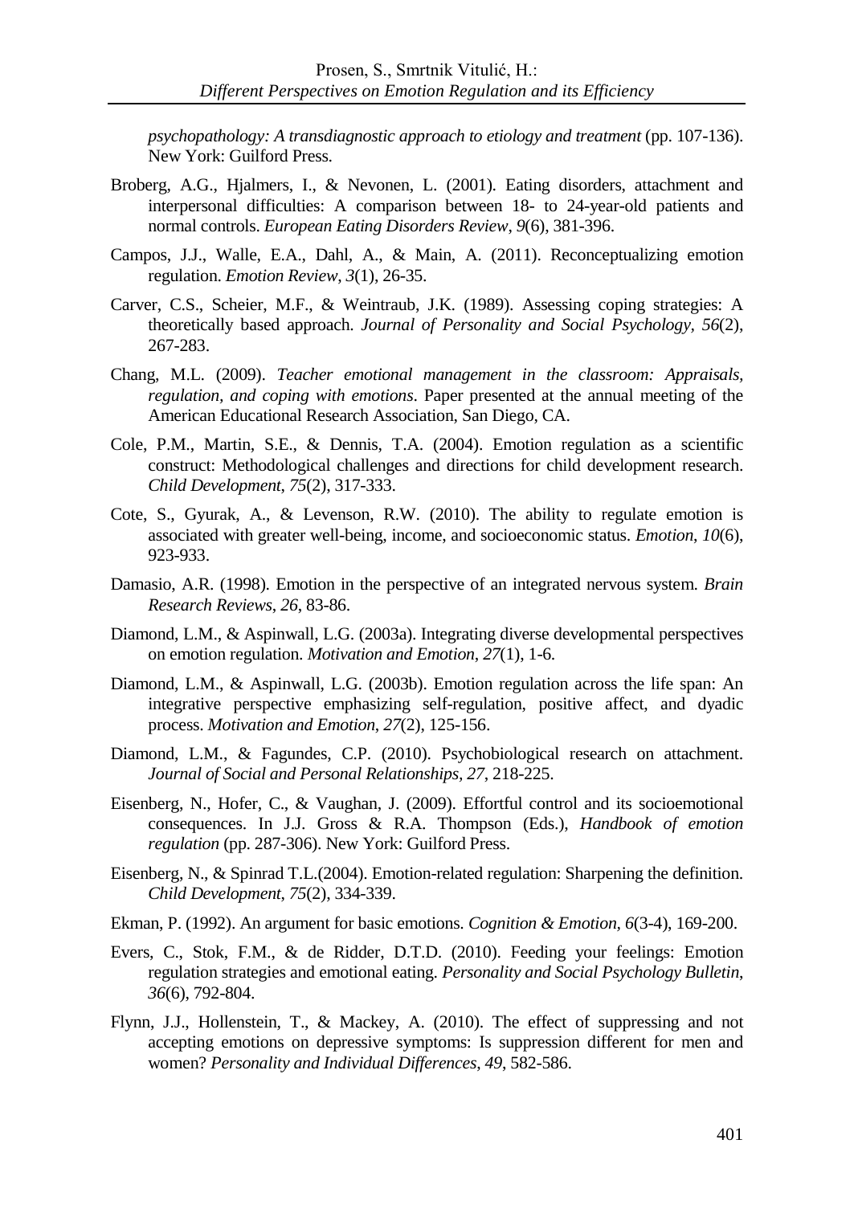*psychopathology: A transdiagnostic approach to etiology and treatment* (pp. 107-136). New York: Guilford Press.

Broberg, A.G., Hjalmers, I., & Nevonen, L. (2001). Eating disorders, attachment and interpersonal difficulties: A comparison between 18- to 24-year-old patients and normal controls. *European Eating Disorders Review*, *9*(6), 381-396.

Campos, J.J., Walle, E.A., Dahl, A., & Main, A. (2011). Reconceptualizing emotion regulation. *Emotion Review*, *3*(1), 26-35.

Carver, C.S., Scheier, M.F., & Weintraub, J.K. (1989). Assessing coping strategies: A theoretically based approach. *Journal of Personality and Social Psychology, 56*(2), 267-283.

Chang, M.L. (2009). *Teacher emotional management in the classroom: Appraisals, regulation, and coping with emotions*. Paper presented at the annual meeting of the American Educational Research Association, San Diego, CA.

Cole, P.M., Martin, S.E., & Dennis, T.A. (2004). Emotion regulation as a scientific construct: Methodological challenges and directions for child development research. *Child Development*, *75*(2), 317-333.

Cote, S., Gyurak, A., & Levenson, R.W. (2010). The ability to regulate emotion is associated with greater well-being, income, and socioeconomic status. *Emotion*, *10*(6), 923-933.

Damasio, A.R. (1998). Emotion in the perspective of an integrated nervous system. *Brain Research Reviews*, *26*, 83-86.

Diamond, L.M., & Aspinwall, L.G. (2003a). Integrating diverse developmental perspectives on emotion regulation. *Motivation and Emotion*, *27*(1), 1-6.

Diamond, L.M., & Aspinwall, L.G. (2003b). Emotion regulation across the life span: An integrative perspective emphasizing self-regulation, positive affect, and dyadic process. *Motivation and Emotion*, *27*(2), 125-156.

Diamond, L.M., & Fagundes, C.P. (2010). Psychobiological research on attachment. *Journal of Social and Personal Relationships, 27*, 218-225.

Eisenberg, N., Hofer, C., & Vaughan, J. (2009). Effortful control and its socioemotional consequences. In J.J. Gross & R.A. Thompson (Eds.), *Handbook of emotion regulation* (pp. 287-306). New York: Guilford Press.

Eisenberg, N., & Spinrad T.L.(2004). Emotion-related regulation: Sharpening the definition. *Child Development*, *75*(2), 334-339.

Ekman, P. (1992). An argument for basic emotions. *Cognition & Emotion, 6*(3-4), 169-200.

Evers, C., Stok, F.M., & de Ridder, D.T.D. (2010). Feeding your feelings: Emotion regulation strategies and emotional eating. *Personality and Social Psychology Bulletin*, *36*(6), 792-804.

Flynn, J.J., Hollenstein, T., & Mackey, A. (2010). The effect of suppressing and not accepting emotions on depressive symptoms: Is suppression different for men and women? *Personality and Individual Differences*, *49*, 582-586.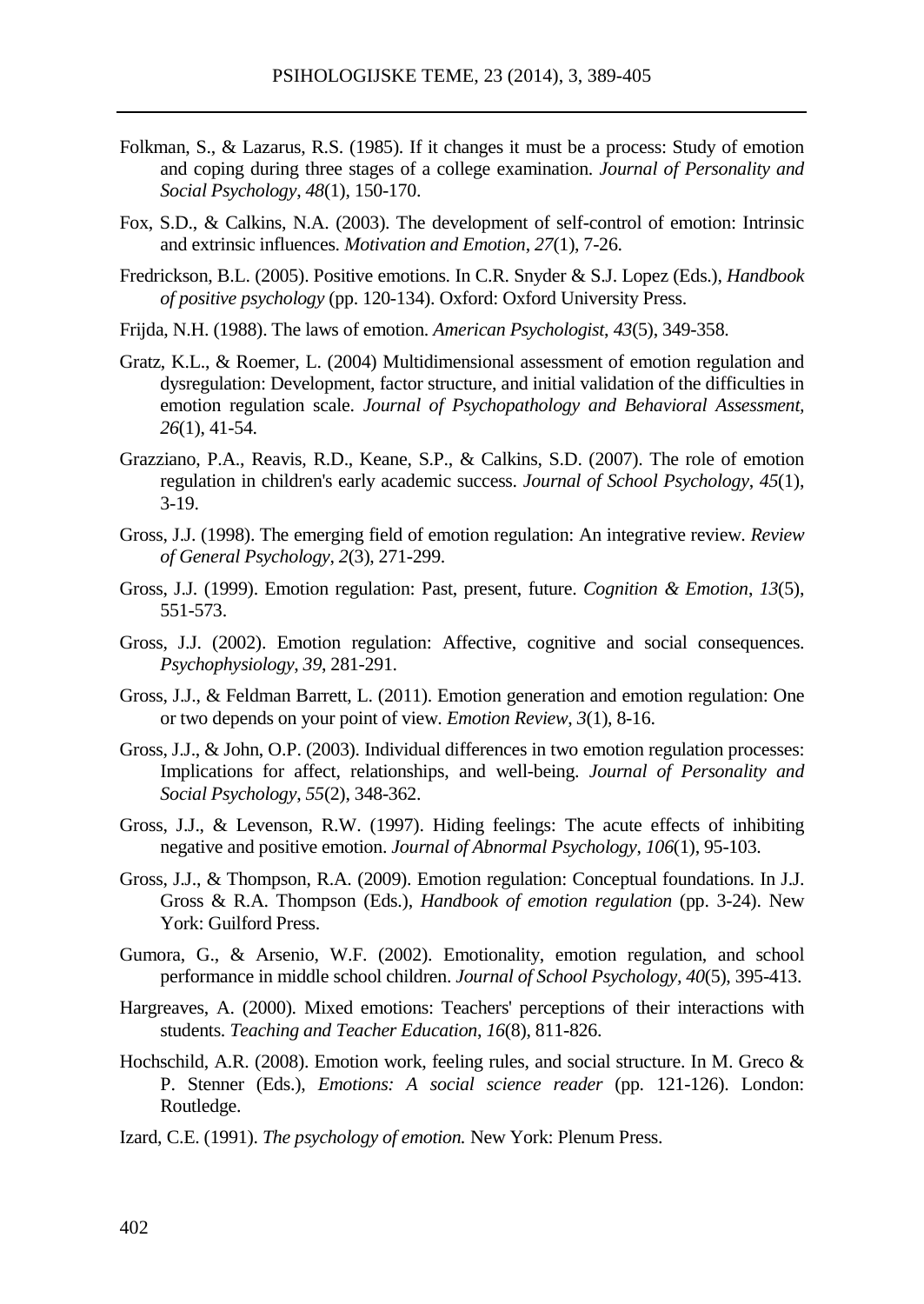Folkman, S., & Lazarus, R.S. (1985). If it changes it must be a process: Study of emotion and coping during three stages of a college examination. *Journal of Personality and Social Psychology*, *48*(1), 150-170.

Fox, S.D., & Calkins, N.A. (2003). The development of self-control of emotion: Intrinsic and extrinsic influences. *Motivation and Emotion*, *27*(1), 7-26.

Fredrickson, B.L. (2005). Positive emotions. In C.R. Snyder & S.J. Lopez (Eds.), *Handbook of positive psychology* (pp. 120-134). Oxford: Oxford University Press.

Frijda, N.H. (1988). The laws of emotion. *American Psychologist*, *43*(5), 349-358.

Gratz, K.L., & Roemer, L. (2004) Multidimensional assessment of emotion regulation and dysregulation: Development, factor structure, and initial validation of the difficulties in emotion regulation scale. *Journal of Psychopathology and Behavioral Assessment*, *26*(1), 41-54.

Grazziano, P.A., Reavis, R.D., Keane, S.P., & Calkins, S.D. (2007). The role of emotion regulation in children's early academic success. *Journal of School Psychology*, *45*(1), 3-19.

Gross, J.J. (1998). The emerging field of emotion regulation: An integrative review. *Review of General Psychology*, *2*(3), 271-299.

Gross, J.J. (1999). Emotion regulation: Past, present, future. *Cognition & Emotion*, *13*(5), 551-573.

Gross, J.J. (2002). Emotion regulation: Affective, cognitive and social consequences. *Psychophysiology*, *39*, 281-291.

Gross, J.J., & Feldman Barrett, L. (2011). Emotion generation and emotion regulation: One or two depends on your point of view. *Emotion Review*, *3*(1), 8-16.

Gross, J.J., & John, O.P. (2003). Individual differences in two emotion regulation processes: Implications for affect, relationships, and well-being. *Journal of Personality and Social Psychology*, *55*(2), 348-362.

Gross, J.J., & Levenson, R.W. (1997). Hiding feelings: The acute effects of inhibiting negative and positive emotion. *Journal of Abnormal Psychology*, *106*(1), 95-103.

Gross, J.J., & Thompson, R.A. (2009). Emotion regulation: Conceptual foundations. In J.J. Gross & R.A. Thompson (Eds.), *Handbook of emotion regulation* (pp. 3-24). New York: Guilford Press.

Gumora, G., & Arsenio, W.F. (2002). Emotionality, emotion regulation, and school performance in middle school children. *Journal of School Psychology*, *40*(5), 395-413.

Hargreaves, A. (2000). Mixed emotions: Teachers' perceptions of their interactions with students. *Teaching and Teacher Education*, *16*(8), 811-826.

Hochschild, A.R. (2008). Emotion work, feeling rules, and social structure. In M. Greco & P. Stenner (Eds.), *Emotions: A social science reader* (pp. 121-126). London: Routledge.

Izard, C.E. (1991). *The psychology of emotion.* New York: Plenum Press.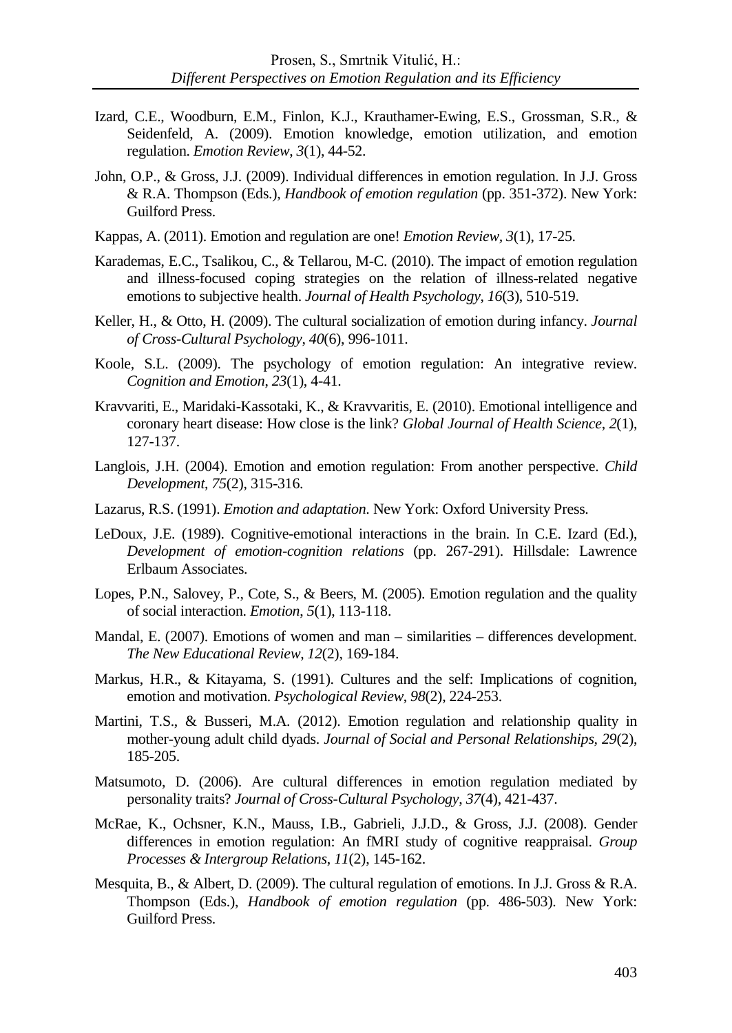Izard, C.E., Woodburn, E.M., Finlon, K.J., Krauthamer-Ewing, E.S., Grossman, S.R., & Seidenfeld, A. (2009). Emotion knowledge, emotion utilization, and emotion regulation. *Emotion Review*, *3*(1), 44-52.

John, O.P., & Gross, J.J. (2009). Individual differences in emotion regulation. In J.J. Gross & R.A. Thompson (Eds.), *Handbook of emotion regulation* (pp. 351-372). New York: Guilford Press.

Kappas, A. (2011). Emotion and regulation are one! *Emotion Review*, *3*(1), 17-25.

Karademas, E.C., Tsalikou, C., & Tellarou, M-C. (2010). The impact of emotion regulation and illness-focused coping strategies on the relation of illness-related negative emotions to subjective health. *Journal of Health Psychology*, *16*(3), 510-519.

Keller, H., & Otto, H. (2009). The cultural socialization of emotion during infancy. *Journal of Cross-Cultural Psychology*, *40*(6), 996-1011.

Koole, S.L. (2009). The psychology of emotion regulation: An integrative review. *Cognition and Emotion*, *23*(1), 4-41.

Kravvariti, E., Maridaki-Kassotaki, K., & Kravvaritis, E. (2010). Emotional intelligence and coronary heart disease: How close is the link? *Global Journal of Health Science*, *2*(1), 127-137.

Langlois, J.H. (2004). Emotion and emotion regulation: From another perspective. *Child Development*, *75*(2), 315-316.

Lazarus, R.S. (1991). *Emotion and adaptation*. New York: Oxford University Press.

LeDoux, J.E. (1989). Cognitive-emotional interactions in the brain. In C.E. Izard (Ed.), *Development of emotion-cognition relations* (pp. 267-291). Hillsdale: Lawrence Erlbaum Associates.

Lopes, P.N., Salovey, P., Cote, S., & Beers, M. (2005). Emotion regulation and the quality of social interaction. *Emotion*, *5*(1), 113-118.

Mandal, E. (2007). Emotions of women and man – similarities – differences development. *The New Educational Review*, *12*(2), 169-184.

Markus, H.R., & Kitayama, S. (1991). Cultures and the self: Implications of cognition, emotion and motivation. *Psychological Review*, *98*(2), 224-253.

Martini, T.S., & Busseri, M.A. (2012). Emotion regulation and relationship quality in mother-young adult child dyads. *Journal of Social and Personal Relationships*, *29*(2), 185-205.

Matsumoto, D. (2006). Are cultural differences in emotion regulation mediated by personality traits? *Journal of Cross-Cultural Psychology*, *37*(4), 421-437.

McRae, K., Ochsner, K.N., Mauss, I.B., Gabrieli, J.J.D., & Gross, J.J. (2008). Gender differences in emotion regulation: An fMRI study of cognitive reappraisal. *Group Processes & Intergroup Relations*, *11*(2), 145-162.

Mesquita, B., & Albert, D. (2009). The cultural regulation of emotions. In J.J. Gross & R.A. Thompson (Eds.), *Handbook of emotion regulation* (pp. 486-503). New York: Guilford Press.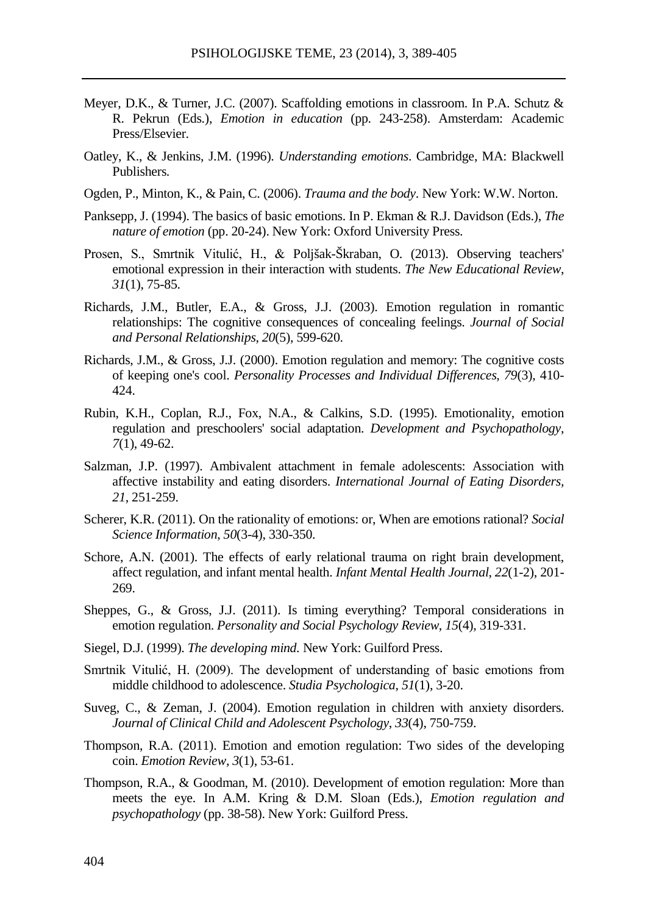Meyer, D.K., & Turner, J.C. (2007). Scaffolding emotions in classroom. In P.A. Schutz & R. Pekrun (Eds.), *Emotion in education* (pp. 243-258). Amsterdam: Academic Press/Elsevier.

Oatley, K., & Jenkins, J.M. (1996). *Understanding emotions*. Cambridge, MA: Blackwell Publishers.

Ogden, P., Minton, K., & Pain, C. (2006). *Trauma and the body*. New York: W.W. Norton.

Panksepp, J. (1994). The basics of basic emotions. In P. Ekman & R.J. Davidson (Eds.), *The nature of emotion* (pp. 20-24). New York: Oxford University Press.

Prosen, S., Smrtnik Vitulić, H., & Poljšak-Škraban, O. (2013). Observing teachers' emotional expression in their interaction with students. *The New Educational Review*, *31*(1), 75-85.

Richards, J.M., Butler, E.A., & Gross, J.J. (2003). Emotion regulation in romantic relationships: The cognitive consequences of concealing feelings. *Journal of Social and Personal Relationships*, *20*(5), 599-620.

Richards, J.M., & Gross, J.J. (2000). Emotion regulation and memory: The cognitive costs of keeping one's cool. *Personality Processes and Individual Differences, 79*(3), 410-424.

Rubin, K.H., Coplan, R.J., Fox, N.A., & Calkins, S.D. (1995). Emotionality, emotion regulation and preschoolers' social adaptation. *Development and Psychopathology*, *7*(1), 49-62.

Salzman, J.P. (1997). Ambivalent attachment in female adolescents: Association with affective instability and eating disorders. *International Journal of Eating Disorders*, *21*, 251-259.

Scherer, K.R. (2011). On the rationality of emotions: or, When are emotions rational? *Social Science Information*, *50*(3-4), 330-350.

Schore, A.N. (2001). The effects of early relational trauma on right brain development, affect regulation, and infant mental health. *Infant Mental Health Journal*, *22*(1-2), 201-269.

Sheppes, G., & Gross, J.J. (2011). Is timing everything? Temporal considerations in emotion regulation. *Personality and Social Psychology Review*, *15*(4), 319-331.

Siegel, D.J. (1999). *The developing mind*. New York: Guilford Press.

Smrtnik Vitulić, H. (2009). The development of understanding of basic emotions from middle childhood to adolescence. *Studia Psychologica*, *51*(1), 3-20.

Suveg, C., & Zeman, J. (2004). Emotion regulation in children with anxiety disorders. *Journal of Clinical Child and Adolescent Psychology*, *33*(4), 750-759.

Thompson, R.A. (2011). Emotion and emotion regulation: Two sides of the developing coin. *Emotion Review*, *3*(1), 53-61.

Thompson, R.A., & Goodman, M. (2010). Development of emotion regulation: More than meets the eye. In A.M. Kring & D.M. Sloan (Eds.), *Emotion regulation and psychopathology* (pp. 38-58). New York: Guilford Press.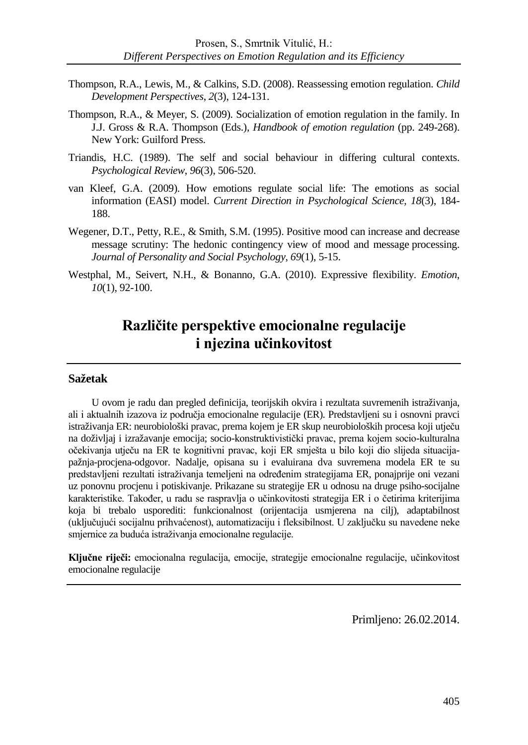Thompson, R.A., Lewis, M., & Calkins, S.D. (2008). Reassessing emotion regulation. *Child Development Perspectives*, *2*(3), 124-131.

Thompson, R.A., & Meyer, S. (2009). Socialization of emotion regulation in the family. In J.J. Gross & R.A. Thompson (Eds.), *Handbook of emotion regulation* (pp. 249-268). New York: Guilford Press.

Triandis, H.C. (1989). The self and social behaviour in differing cultural contexts. *Psychological Review*, *96*(3), 506-520.

van Kleef, G.A. (2009). How emotions regulate social life: The emotions as social information (EASI) model. *Current Direction in Psychological Science, 18*(3), 184-188.

Wegener, D.T., Petty, R.E., & Smith, S.M. (1995). Positive mood can increase and decrease message scrutiny: The hedonic contingency view of mood and message processing. *Journal of Personality and Social Psychology*, *69*(1), 5-15.

Westphal, M., Seivert, N.H., & Bonanno, G.A. (2010). Expressive flexibility. *Emotion*, *10*(1), 92-100.

# Različite perspektive emocionalne regulacije i njezina učinkovitost

## Sažetak

U ovom je radu dan pregled definicija, teorijskih okvira i rezultata suvremenih istraživanja, ali i aktualnih izazova iz područja emocionalne regulacije (ER). Predstavljeni su i osnovni pravci istraživanja ER: neurobiološki pravac, prema kojem je ER skup neurobioloških procesa koji utječu na doživljaj i izražavanje emocija; socio-konstruktivistički pravac, prema kojem socio-kulturalna očekivanja utječu na ER te kognitivni pravac, koji ER smješta u bilo koji dio slijeda situacija-pažnja-procjena-odgovor. Nadalje, opisana su i evaluirana dva suvremena modela ER te su predstavljeni rezultati istraživanja temeljeni na određenim strategijama ER, ponajprije oni vezani uz ponovnu procjenu i potiskivanje. Prikazane su strategije ER u odnosu na druge psiho-socijalne karakteristike. Također, u radu se raspravlja o učinkovitosti strategija ER i o četirima kriterijima koja bi trebalo usporediti: funkcionalnost (orijentacija usmjerena na cilj), adaptabilnost (uključujući socijalnu prihvaćenost), automatizaciju i fleksibilnost. U zaključku su navedene neke smjernice za buduća istraživanja emocionalne regulacije.

**Ključne riječi:** emocionalna regulacija, emocije, strategije emocionalne regulacije, učinkovitost emocionalne regulacije

Primljeno: 26.02.2014.